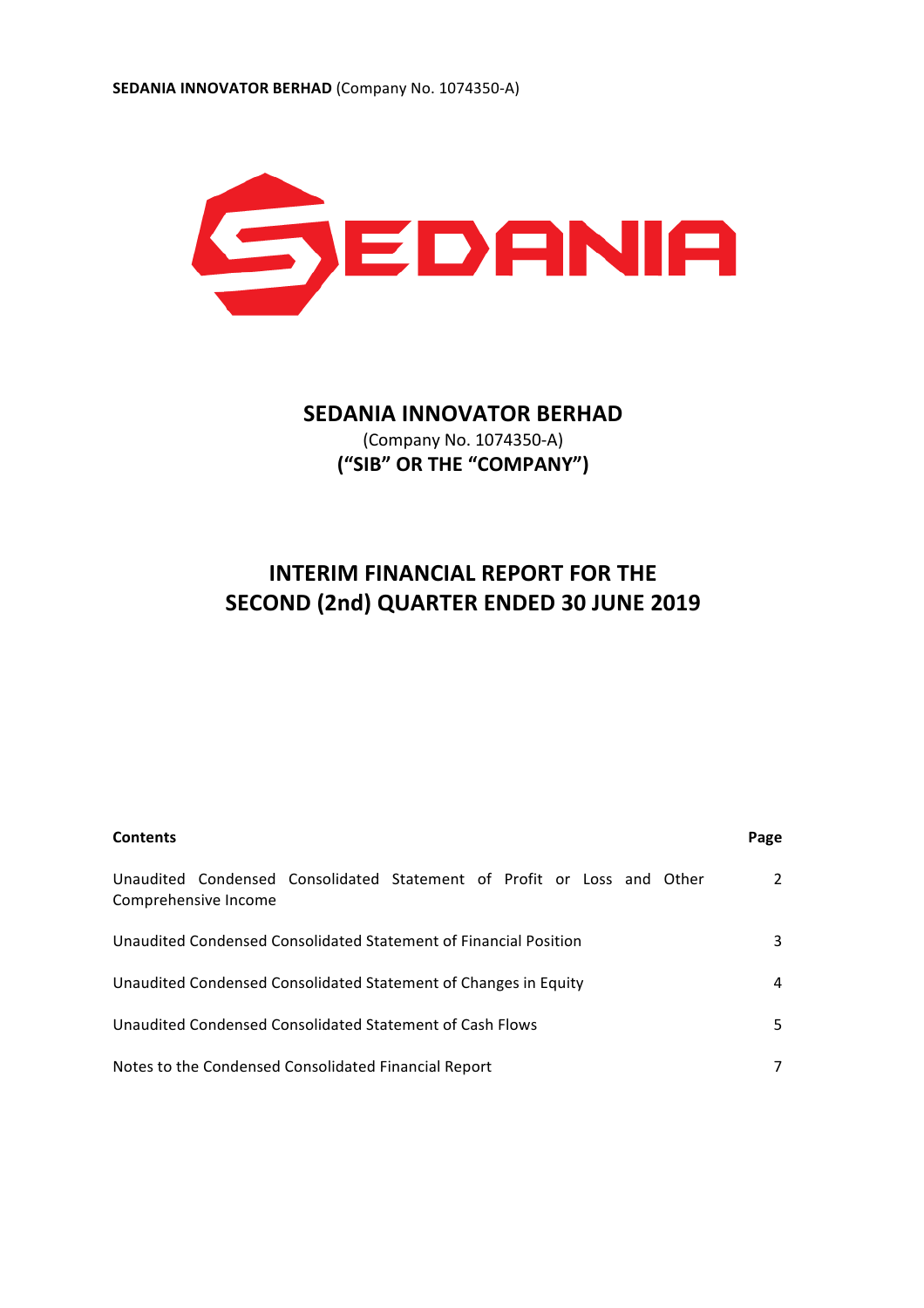**SEDANIA INNOVATOR BERHAD** (Company No. 1074350-A)

# SEDANIA INNOVATOR BERHAD

(Company No. 1074350-A)

**("SIB" OR THE "COMPANY")**

# INTERIM FINANCIAL REPORT FOR THE SECOND (2nd) QUARTER ENDED 30 JUNE 2019

| **Contents** | **Page** |
|---|---|
| Unaudited Condensed Consolidated Statement of Profit or Loss and Other Comprehensive Income | 2 |
| Unaudited Condensed Consolidated Statement of Financial Position | 3 |
| Unaudited Condensed Consolidated Statement of Changes in Equity | 4 |
| Unaudited Condensed Consolidated Statement of Cash Flows | 5 |
| Notes to the Condensed Consolidated Financial Report | 7 |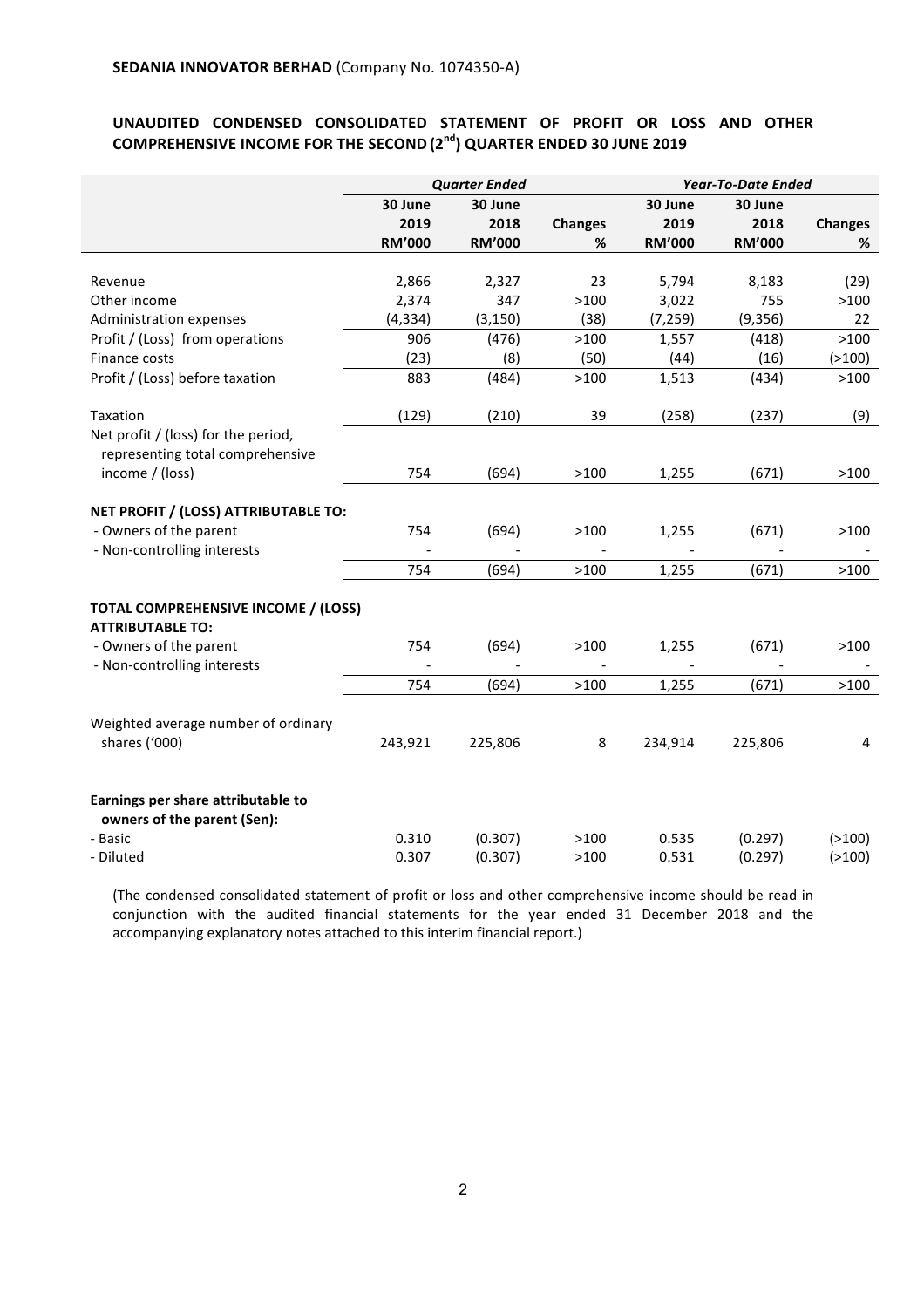**SEDANIA INNOVATOR BERHAD** (Company No. 1074350-A)

## UNAUDITED CONDENSED CONSOLIDATED STATEMENT OF PROFIT OR LOSS AND OTHER COMPREHENSIVE INCOME FOR THE SECOND (2nd) QUARTER ENDED 30 JUNE 2019

| | *Quarter Ended* | | | *Year-To-Date Ended* | | |
|---|---|---|---|---|---|---|
| | **30 June 2019 RM'000** | **30 June 2018 RM'000** | **Changes %** | **30 June 2019 RM'000** | **30 June 2018 RM'000** | **Changes %** |
| Revenue | 2,866 | 2,327 | 23 | 5,794 | 8,183 | (29) |
| Other income | 2,374 | 347 | >100 | 3,022 | 755 | >100 |
| Administration expenses | (4,334) | (3,150) | (38) | (7,259) | (9,356) | 22 |
| Profit / (Loss) from operations | 906 | (476) | >100 | 1,557 | (418) | >100 |
| Finance costs | (23) | (8) | (50) | (44) | (16) | (>100) |
| Profit / (Loss) before taxation | 883 | (484) | >100 | 1,513 | (434) | >100 |
| Taxation | (129) | (210) | 39 | (258) | (237) | (9) |
| Net profit / (loss) for the period, representing total comprehensive income / (loss) | 754 | (694) | >100 | 1,255 | (671) | >100 |
| **NET PROFIT / (LOSS) ATTRIBUTABLE TO:** | | | | | | |
| - Owners of the parent | 754 | (694) | >100 | 1,255 | (671) | >100 |
| - Non-controlling interests | - | - | - | - | - | - |
| | 754 | (694) | >100 | 1,255 | (671) | >100 |
| **TOTAL COMPREHENSIVE INCOME / (LOSS) ATTRIBUTABLE TO:** | | | | | | |
| - Owners of the parent | 754 | (694) | >100 | 1,255 | (671) | >100 |
| - Non-controlling interests | - | - | - | - | - | - |
| | 754 | (694) | >100 | 1,255 | (671) | >100 |
| Weighted average number of ordinary shares ('000) | 243,921 | 225,806 | 8 | 234,914 | 225,806 | 4 |
| **Earnings per share attributable to owners of the parent (Sen):** | | | | | | |
| - Basic | 0.310 | (0.307) | >100 | 0.535 | (0.297) | (>100) |
| - Diluted | 0.307 | (0.307) | >100 | 0.531 | (0.297) | (>100) |

(The condensed consolidated statement of profit or loss and other comprehensive income should be read in conjunction with the audited financial statements for the year ended 31 December 2018 and the accompanying explanatory notes attached to this interim financial report.)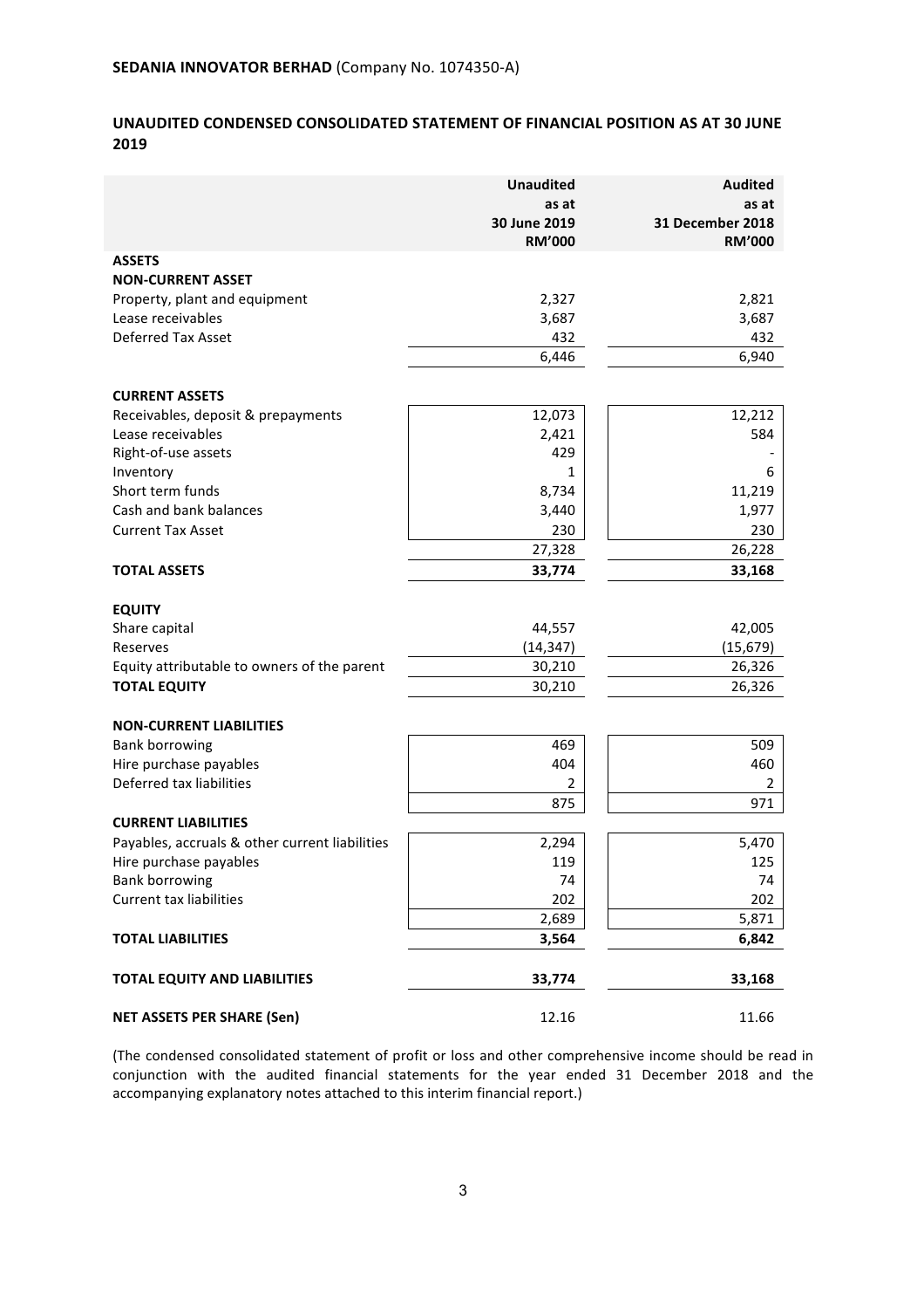**SEDANIA INNOVATOR BERHAD** (Company No. 1074350-A)

## UNAUDITED CONDENSED CONSOLIDATED STATEMENT OF FINANCIAL POSITION AS AT 30 JUNE 2019

| | Unaudited as at 30 June 2019 RM'000 | Audited as at 31 December 2018 RM'000 |
|---|---|---|
| **ASSETS** | | |
| **NON-CURRENT ASSET** | | |
| Property, plant and equipment | 2,327 | 2,821 |
| Lease receivables | 3,687 | 3,687 |
| Deferred Tax Asset | 432 | 432 |
| | 6,446 | 6,940 |
| **CURRENT ASSETS** | | |
| Receivables, deposit & prepayments | 12,073 | 12,212 |
| Lease receivables | 2,421 | 584 |
| Right-of-use assets | 429 | - |
| Inventory | 1 | 6 |
| Short term funds | 8,734 | 11,219 |
| Cash and bank balances | 3,440 | 1,977 |
| Current Tax Asset | 230 | 230 |
| | 27,328 | 26,228 |
| **TOTAL ASSETS** | **33,774** | **33,168** |
| **EQUITY** | | |
| Share capital | 44,557 | 42,005 |
| Reserves | (14,347) | (15,679) |
| Equity attributable to owners of the parent | 30,210 | 26,326 |
| **TOTAL EQUITY** | 30,210 | 26,326 |
| **NON-CURRENT LIABILITIES** | | |
| Bank borrowing | 469 | 509 |
| Hire purchase payables | 404 | 460 |
| Deferred tax liabilities | 2 | 2 |
| | 875 | 971 |
| **CURRENT LIABILITIES** | | |
| Payables, accruals & other current liabilities | 2,294 | 5,470 |
| Hire purchase payables | 119 | 125 |
| Bank borrowing | 74 | 74 |
| Current tax liabilities | 202 | 202 |
| | 2,689 | 5,871 |
| **TOTAL LIABILITIES** | **3,564** | **6,842** |
| **TOTAL EQUITY AND LIABILITIES** | **33,774** | **33,168** |
| **NET ASSETS PER SHARE (Sen)** | 12.16 | 11.66 |

(The condensed consolidated statement of profit or loss and other comprehensive income should be read in conjunction with the audited financial statements for the year ended 31 December 2018 and the accompanying explanatory notes attached to this interim financial report.)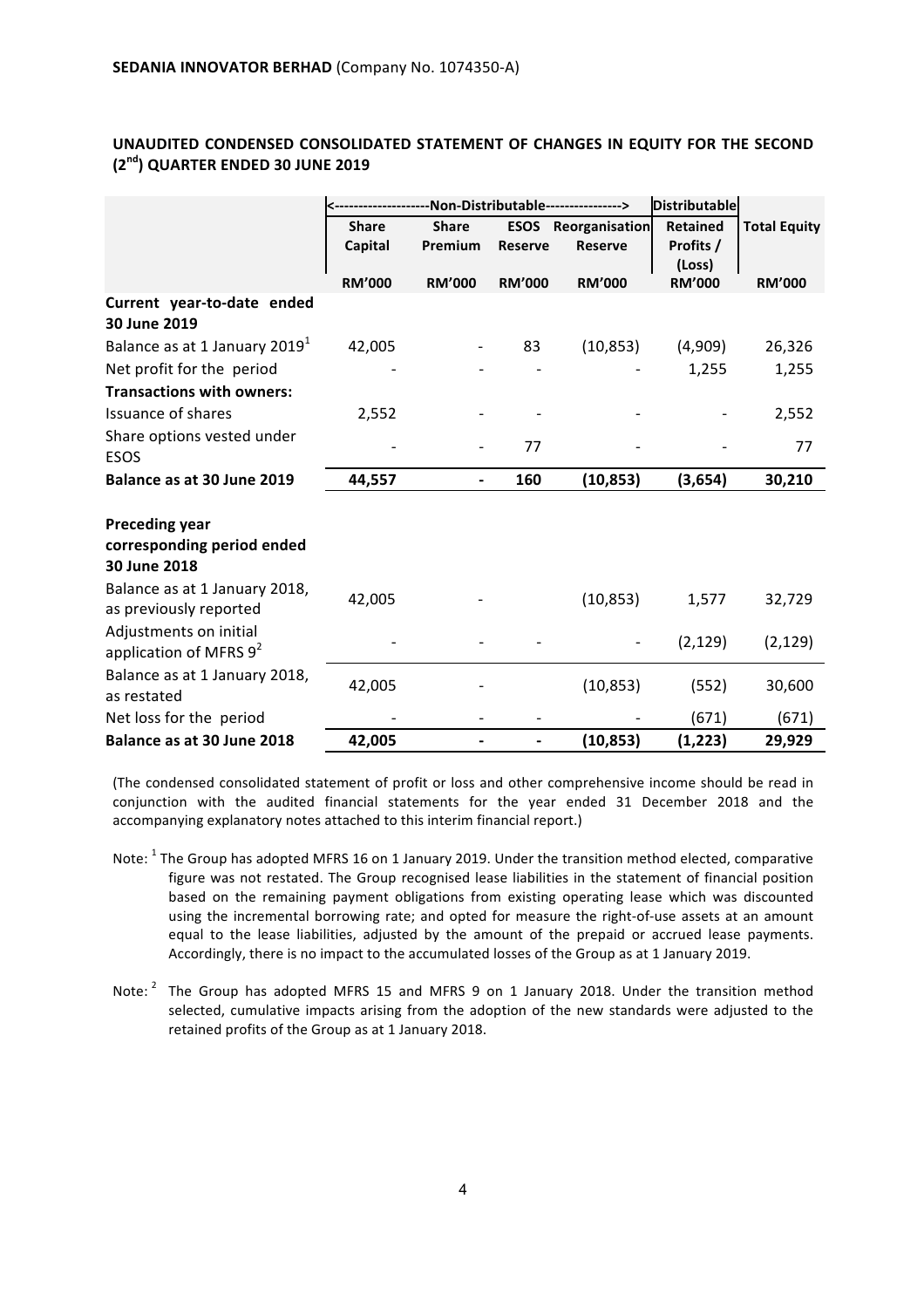**SEDANIA INNOVATOR BERHAD** (Company No. 1074350-A)

## UNAUDITED CONDENSED CONSOLIDATED STATEMENT OF CHANGES IN EQUITY FOR THE SECOND (2nd) QUARTER ENDED 30 JUNE 2019

| | <--------------------Non-Distributable----------------> | | | | Distributable | |
|---|---|---|---|---|---|---|
| | Share Capital | Share Premium | ESOS Reserve | Reorganisation Reserve | Retained Profits / (Loss) | Total Equity |
| | RM'000 | RM'000 | RM'000 | RM'000 | RM'000 | RM'000 |
| **Current year-to-date ended 30 June 2019** | | | | | | |
| Balance as at 1 January 2019[1] | 42,005 | - | 83 | (10,853) | (4,909) | 26,326 |
| Net profit for the period | - | - | - | - | 1,255 | 1,255 |
| **Transactions with owners:** | | | | | | |
| Issuance of shares | 2,552 | - | - | - | - | 2,552 |
| Share options vested under ESOS | - | - | 77 | - | - | 77 |
| **Balance as at 30 June 2019** | **44,557** | **-** | **160** | **(10,853)** | **(3,654)** | **30,210** |
| | | | | | | |
| **Preceding year corresponding period ended 30 June 2018** | | | | | | |
| Balance as at 1 January 2018, as previously reported | 42,005 | - | | (10,853) | 1,577 | 32,729 |
| Adjustments on initial application of MFRS 9[2] | - | - | - | - | (2,129) | (2,129) |
| Balance as at 1 January 2018, as restated | 42,005 | - | | (10,853) | (552) | 30,600 |
| Net loss for the period | - | - | - | - | (671) | (671) |
| **Balance as at 30 June 2018** | **42,005** | **-** | **-** | **(10,853)** | **(1,223)** | **29,929** |

(The condensed consolidated statement of profit or loss and other comprehensive income should be read in conjunction with the audited financial statements for the year ended 31 December 2018 and the accompanying explanatory notes attached to this interim financial report.)

Note: [1] The Group has adopted MFRS 16 on 1 January 2019. Under the transition method elected, comparative figure was not restated. The Group recognised lease liabilities in the statement of financial position based on the remaining payment obligations from existing operating lease which was discounted using the incremental borrowing rate; and opted for measure the right-of-use assets at an amount equal to the lease liabilities, adjusted by the amount of the prepaid or accrued lease payments. Accordingly, there is no impact to the accumulated losses of the Group as at 1 January 2019.

Note: [2] The Group has adopted MFRS 15 and MFRS 9 on 1 January 2018. Under the transition method selected, cumulative impacts arising from the adoption of the new standards were adjusted to the retained profits of the Group as at 1 January 2018.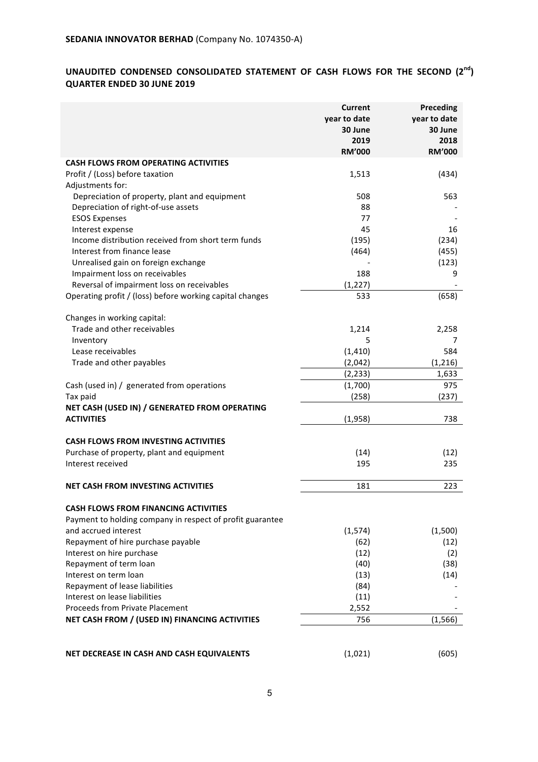**SEDANIA INNOVATOR BERHAD** (Company No. 1074350-A)

## UNAUDITED CONDENSED CONSOLIDATED STATEMENT OF CASH FLOWS FOR THE SECOND (2nd) QUARTER ENDED 30 JUNE 2019

| | Current year to date 30 June 2019 RM'000 | Preceding year to date 30 June 2018 RM'000 |
|---|---|---|
| **CASH FLOWS FROM OPERATING ACTIVITIES** | | |
| Profit / (Loss) before taxation | 1,513 | (434) |
| Adjustments for: | | |
| Depreciation of property, plant and equipment | 508 | 563 |
| Depreciation of right-of-use assets | 88 | - |
| ESOS Expenses | 77 | - |
| Interest expense | 45 | 16 |
| Income distribution received from short term funds | (195) | (234) |
| Interest from finance lease | (464) | (455) |
| Unrealised gain on foreign exchange | - | (123) |
| Impairment loss on receivables | 188 | 9 |
| Reversal of impairment loss on receivables | (1,227) | - |
| Operating profit / (loss) before working capital changes | 533 | (658) |
| | | |
| Changes in working capital: | | |
| Trade and other receivables | 1,214 | 2,258 |
| Inventory | 5 | 7 |
| Lease receivables | (1,410) | 584 |
| Trade and other payables | (2,042) | (1,216) |
| | (2,233) | 1,633 |
| Cash (used in) / generated from operations | (1,700) | 975 |
| Tax paid | (258) | (237) |
| **NET CASH (USED IN) / GENERATED FROM OPERATING ACTIVITIES** | (1,958) | 738 |
| | | |
| **CASH FLOWS FROM INVESTING ACTIVITIES** | | |
| Purchase of property, plant and equipment | (14) | (12) |
| Interest received | 195 | 235 |
| | | |
| **NET CASH FROM INVESTING ACTIVITIES** | 181 | 223 |
| | | |
| **CASH FLOWS FROM FINANCING ACTIVITIES** | | |
| Payment to holding company in respect of profit guarantee and accrued interest | (1,574) | (1,500) |
| Repayment of hire purchase payable | (62) | (12) |
| Interest on hire purchase | (12) | (2) |
| Repayment of term loan | (40) | (38) |
| Interest on term loan | (13) | (14) |
| Repayment of lease liabilities | (84) | - |
| Interest on lease liabilities | (11) | - |
| Proceeds from Private Placement | 2,552 | - |
| **NET CASH FROM / (USED IN) FINANCING ACTIVITIES** | 756 | (1,566) |
| | | |
| **NET DECREASE IN CASH AND CASH EQUIVALENTS** | (1,021) | (605) |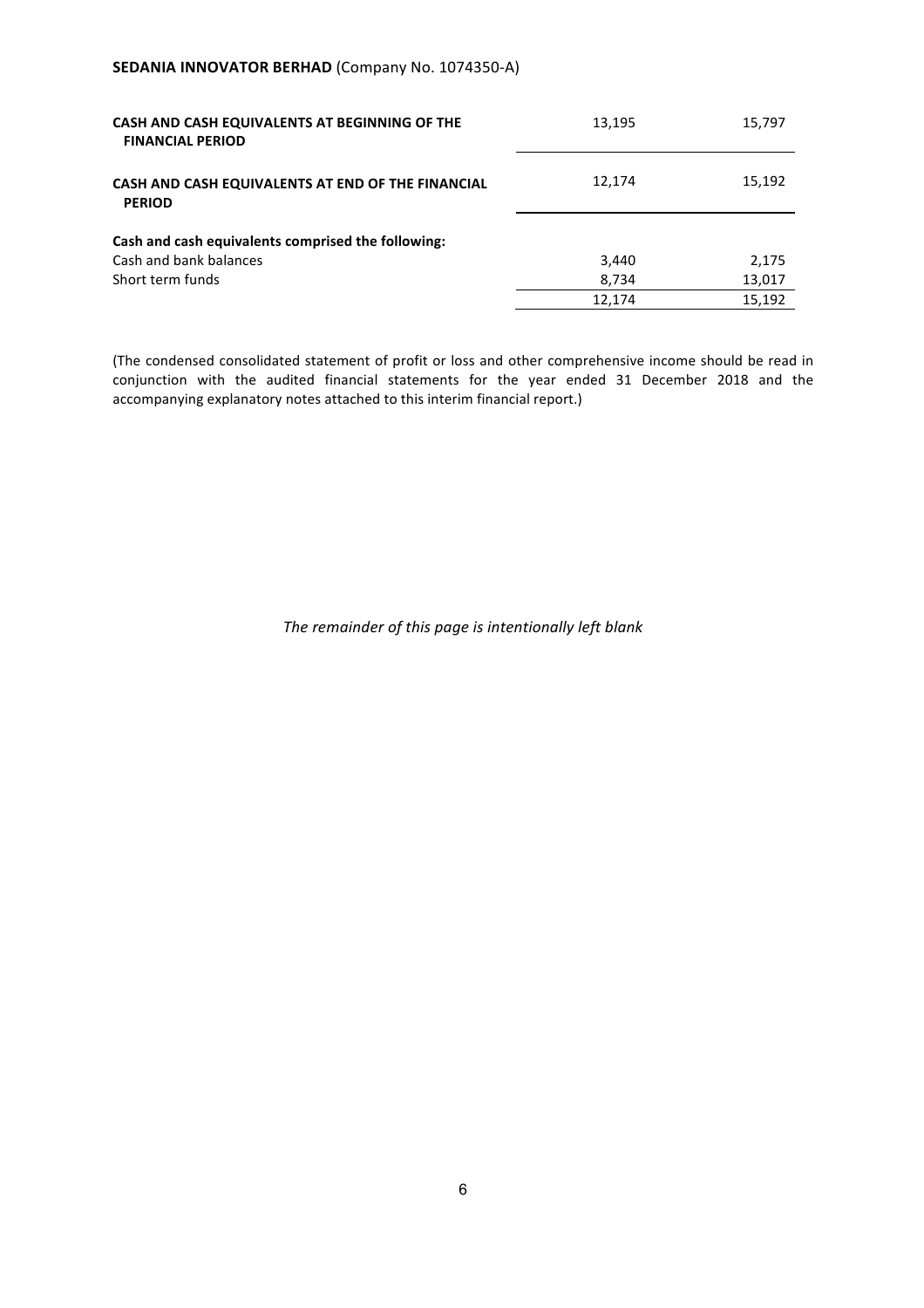| | | |
|---|---|---|
| **CASH AND CASH EQUIVALENTS AT BEGINNING OF THE FINANCIAL PERIOD** | 13,195 | 15,797 |
| **CASH AND CASH EQUIVALENTS AT END OF THE FINANCIAL PERIOD** | 12,174 | 15,192 |
| **Cash and cash equivalents comprised the following:** | | |
| Cash and bank balances | 3,440 | 2,175 |
| Short term funds | 8,734 | 13,017 |
| | 12,174 | 15,192 |

(The condensed consolidated statement of profit or loss and other comprehensive income should be read in conjunction with the audited financial statements for the year ended 31 December 2018 and the accompanying explanatory notes attached to this interim financial report.)

*The remainder of this page is intentionally left blank*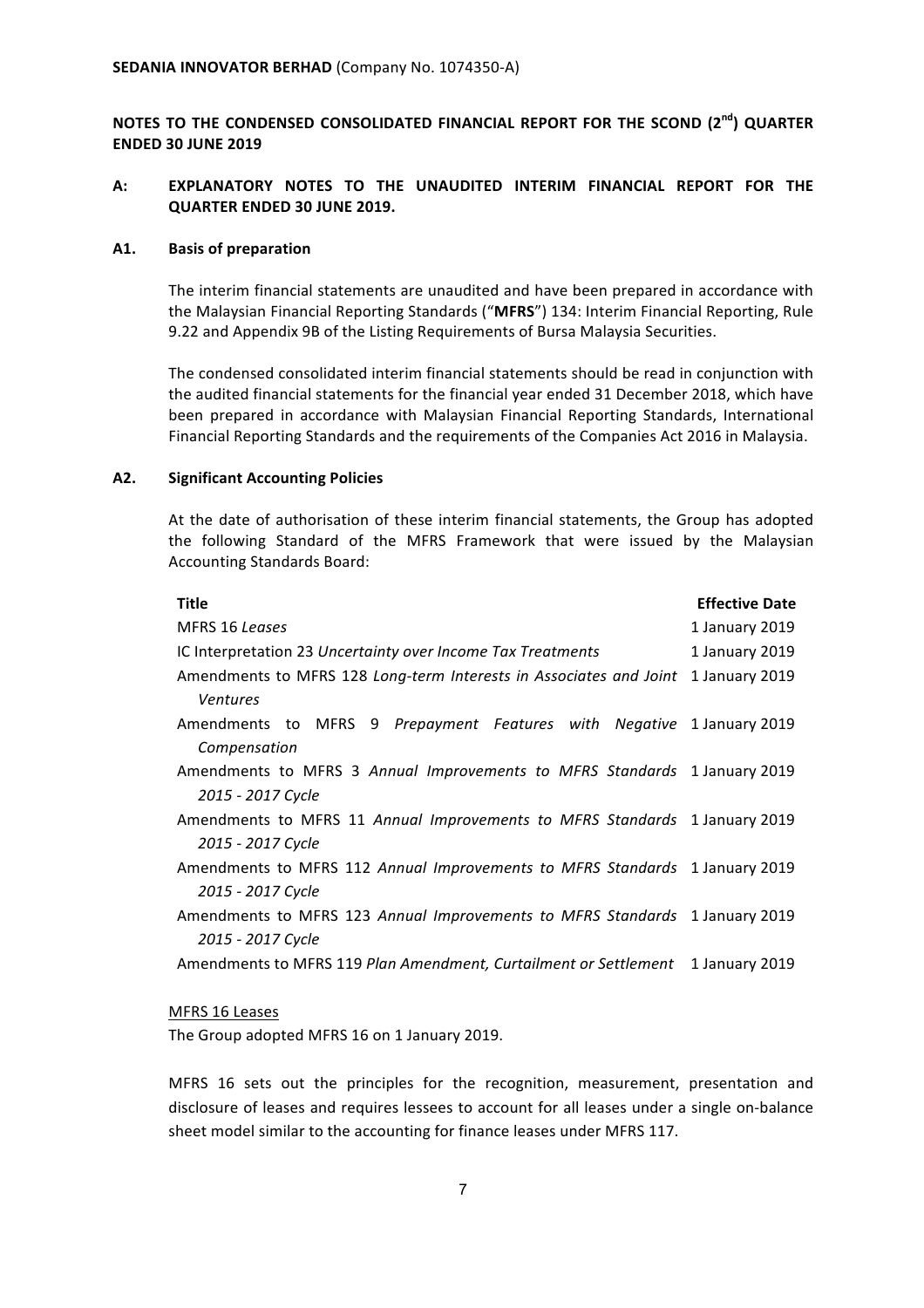**SEDANIA INNOVATOR BERHAD** (Company No. 1074350-A)

## NOTES TO THE CONDENSED CONSOLIDATED FINANCIAL REPORT FOR THE SCOND (2nd) QUARTER ENDED 30 JUNE 2019

### A: EXPLANATORY NOTES TO THE UNAUDITED INTERIM FINANCIAL REPORT FOR THE QUARTER ENDED 30 JUNE 2019.

#### A1. Basis of preparation

The interim financial statements are unaudited and have been prepared in accordance with the Malaysian Financial Reporting Standards ("**MFRS**") 134: Interim Financial Reporting, Rule 9.22 and Appendix 9B of the Listing Requirements of Bursa Malaysia Securities.

The condensed consolidated interim financial statements should be read in conjunction with the audited financial statements for the financial year ended 31 December 2018, which have been prepared in accordance with Malaysian Financial Reporting Standards, International Financial Reporting Standards and the requirements of the Companies Act 2016 in Malaysia.

#### A2. Significant Accounting Policies

At the date of authorisation of these interim financial statements, the Group has adopted the following Standard of the MFRS Framework that were issued by the Malaysian Accounting Standards Board:

| Title | Effective Date |
|---|---|
| MFRS 16 *Leases* | 1 January 2019 |
| IC Interpretation 23 *Uncertainty over Income Tax Treatments* | 1 January 2019 |
| Amendments to MFRS 128 *Long-term Interests in Associates and Joint Ventures* | 1 January 2019 |
| Amendments to MFRS 9 *Prepayment Features with Negative Compensation* | 1 January 2019 |
| Amendments to MFRS 3 *Annual Improvements to MFRS Standards 2015 - 2017 Cycle* | 1 January 2019 |
| Amendments to MFRS 11 *Annual Improvements to MFRS Standards 2015 - 2017 Cycle* | 1 January 2019 |
| Amendments to MFRS 112 *Annual Improvements to MFRS Standards 2015 - 2017 Cycle* | 1 January 2019 |
| Amendments to MFRS 123 *Annual Improvements to MFRS Standards 2015 - 2017 Cycle* | 1 January 2019 |
| Amendments to MFRS 119 *Plan Amendment, Curtailment or Settlement* | 1 January 2019 |

MFRS 16 Leases

The Group adopted MFRS 16 on 1 January 2019.

MFRS 16 sets out the principles for the recognition, measurement, presentation and disclosure of leases and requires lessees to account for all leases under a single on-balance sheet model similar to the accounting for finance leases under MFRS 117.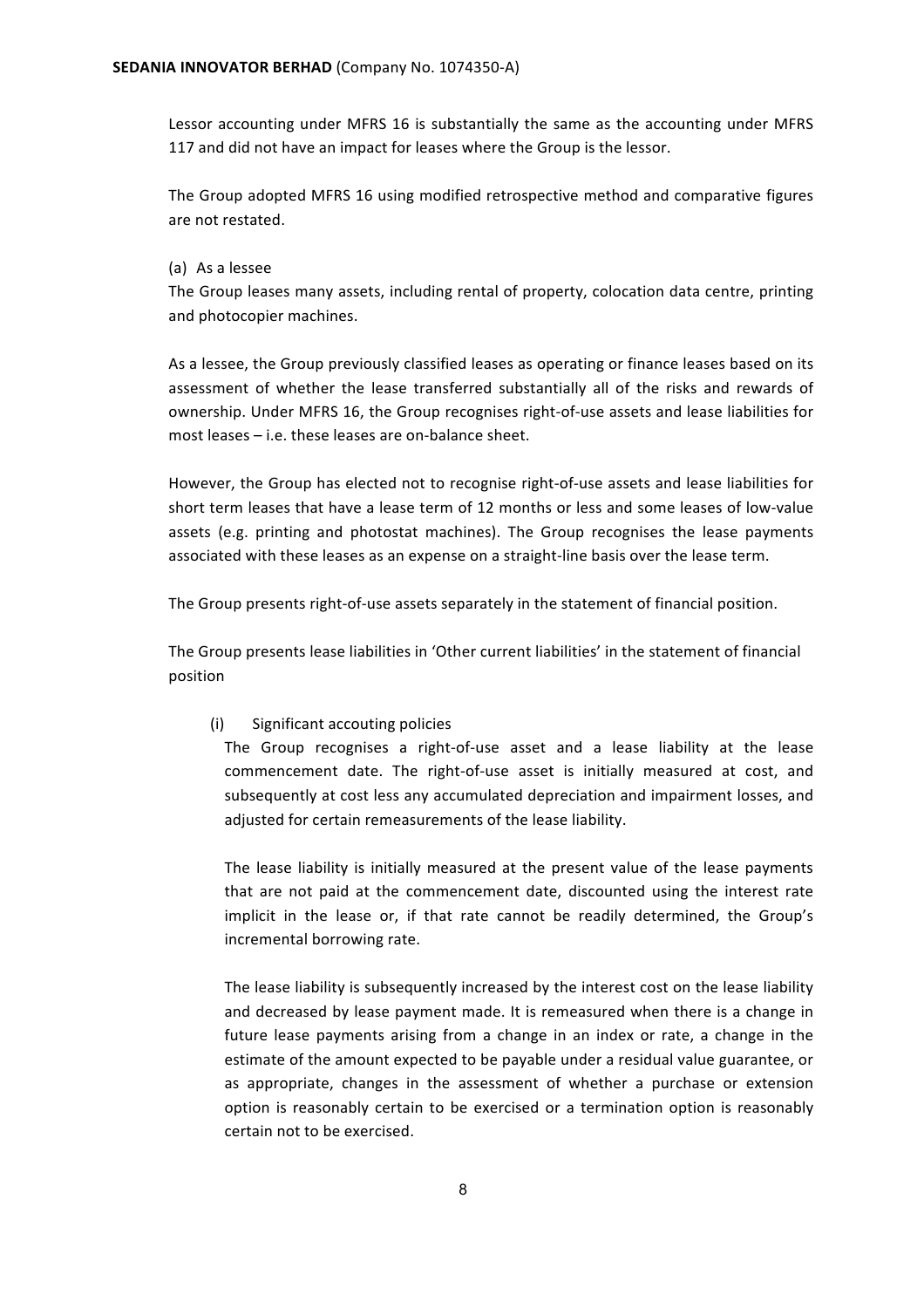Lessor accounting under MFRS 16 is substantially the same as the accounting under MFRS 117 and did not have an impact for leases where the Group is the lessor.

The Group adopted MFRS 16 using modified retrospective method and comparative figures are not restated.

(a) As a lessee

The Group leases many assets, including rental of property, colocation data centre, printing and photocopier machines.

As a lessee, the Group previously classified leases as operating or finance leases based on its assessment of whether the lease transferred substantially all of the risks and rewards of ownership. Under MFRS 16, the Group recognises right-of-use assets and lease liabilities for most leases – i.e. these leases are on-balance sheet.

However, the Group has elected not to recognise right-of-use assets and lease liabilities for short term leases that have a lease term of 12 months or less and some leases of low-value assets (e.g. printing and photostat machines). The Group recognises the lease payments associated with these leases as an expense on a straight-line basis over the lease term.

The Group presents right-of-use assets separately in the statement of financial position.

The Group presents lease liabilities in 'Other current liabilities' in the statement of financial position

(i) Significant accouting policies

The Group recognises a right-of-use asset and a lease liability at the lease commencement date. The right-of-use asset is initially measured at cost, and subsequently at cost less any accumulated depreciation and impairment losses, and adjusted for certain remeasurements of the lease liability.

The lease liability is initially measured at the present value of the lease payments that are not paid at the commencement date, discounted using the interest rate implicit in the lease or, if that rate cannot be readily determined, the Group's incremental borrowing rate.

The lease liability is subsequently increased by the interest cost on the lease liability and decreased by lease payment made. It is remeasured when there is a change in future lease payments arising from a change in an index or rate, a change in the estimate of the amount expected to be payable under a residual value guarantee, or as appropriate, changes in the assessment of whether a purchase or extension option is reasonably certain to be exercised or a termination option is reasonably certain not to be exercised.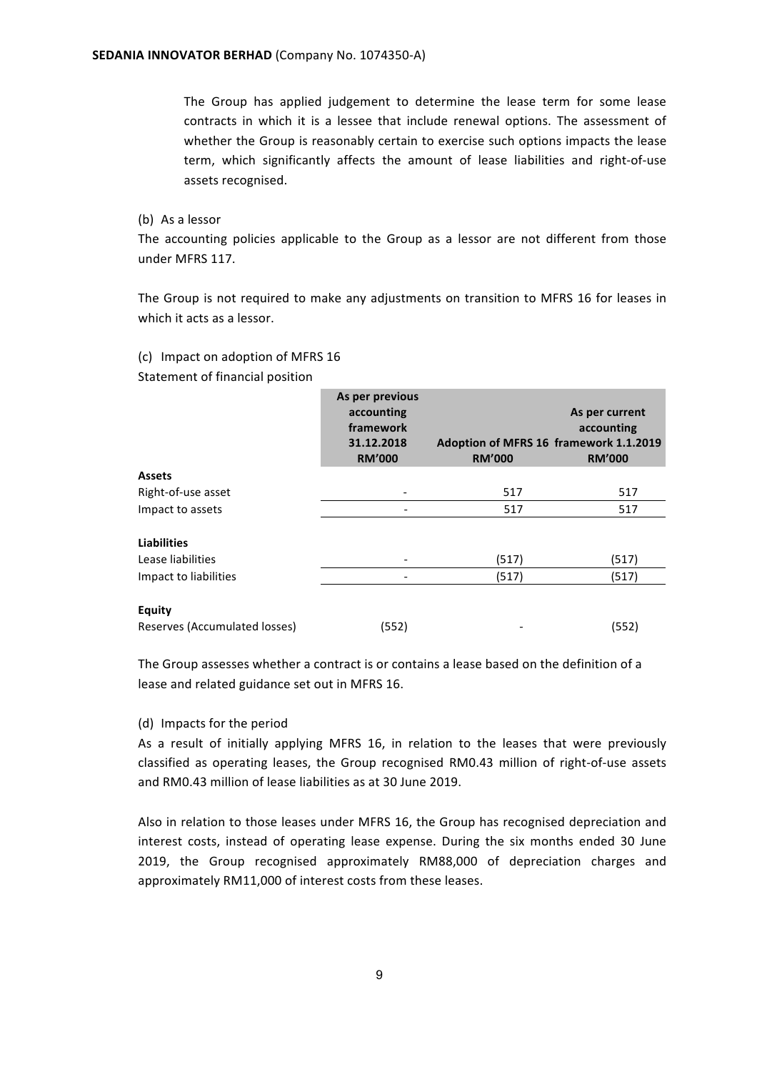The Group has applied judgement to determine the lease term for some lease contracts in which it is a lessee that include renewal options. The assessment of whether the Group is reasonably certain to exercise such options impacts the lease term, which significantly affects the amount of lease liabilities and right-of-use assets recognised.

(b) As a lessor

The accounting policies applicable to the Group as a lessor are not different from those under MFRS 117.

The Group is not required to make any adjustments on transition to MFRS 16 for leases in which it acts as a lessor.

(c) Impact on adoption of MFRS 16

Statement of financial position

| | As per previous accounting framework 31.12.2018 RM'000 | Adoption of MFRS 16 RM'000 | As per current accounting framework 1.1.2019 RM'000 |
|---|---|---|---|
| **Assets** | | | |
| Right-of-use asset | - | 517 | 517 |
| Impact to assets | - | 517 | 517 |
| **Liabilities** | | | |
| Lease liabilities | - | (517) | (517) |
| Impact to liabilities | - | (517) | (517) |
| **Equity** | | | |
| Reserves (Accumulated losses) | (552) | - | (552) |

The Group assesses whether a contract is or contains a lease based on the definition of a lease and related guidance set out in MFRS 16.

(d) Impacts for the period

As a result of initially applying MFRS 16, in relation to the leases that were previously classified as operating leases, the Group recognised RM0.43 million of right-of-use assets and RM0.43 million of lease liabilities as at 30 June 2019.

Also in relation to those leases under MFRS 16, the Group has recognised depreciation and interest costs, instead of operating lease expense. During the six months ended 30 June 2019, the Group recognised approximately RM88,000 of depreciation charges and approximately RM11,000 of interest costs from these leases.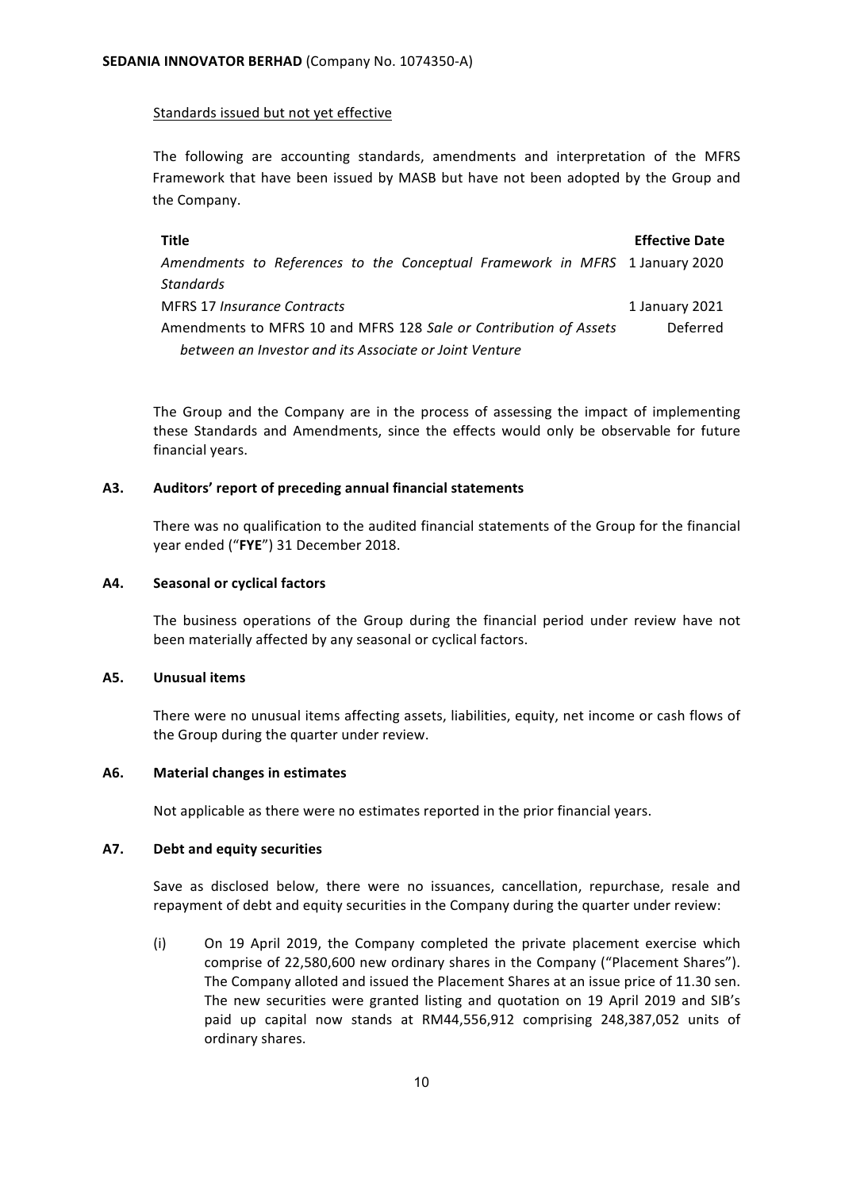Standards issued but not yet effective

The following are accounting standards, amendments and interpretation of the MFRS Framework that have been issued by MASB but have not been adopted by the Group and the Company.

| Title | Effective Date |
|---|---|
| *Amendments to References to the Conceptual Framework in MFRS Standards* | 1 January 2020 |
| MFRS 17 *Insurance Contracts* | 1 January 2021 |
| Amendments to MFRS 10 and MFRS 128 *Sale or Contribution of Assets between an Investor and its Associate or Joint Venture* | Deferred |

The Group and the Company are in the process of assessing the impact of implementing these Standards and Amendments, since the effects would only be observable for future financial years.

### A3. Auditors' report of preceding annual financial statements

There was no qualification to the audited financial statements of the Group for the financial year ended ("**FYE**") 31 December 2018.

### A4. Seasonal or cyclical factors

The business operations of the Group during the financial period under review have not been materially affected by any seasonal or cyclical factors.

### A5. Unusual items

There were no unusual items affecting assets, liabilities, equity, net income or cash flows of the Group during the quarter under review.

### A6. Material changes in estimates

Not applicable as there were no estimates reported in the prior financial years.

### A7. Debt and equity securities

Save as disclosed below, there were no issuances, cancellation, repurchase, resale and repayment of debt and equity securities in the Company during the quarter under review:

(i) On 19 April 2019, the Company completed the private placement exercise which comprise of 22,580,600 new ordinary shares in the Company ("Placement Shares"). The Company alloted and issued the Placement Shares at an issue price of 11.30 sen. The new securities were granted listing and quotation on 19 April 2019 and SIB's paid up capital now stands at RM44,556,912 comprising 248,387,052 units of ordinary shares.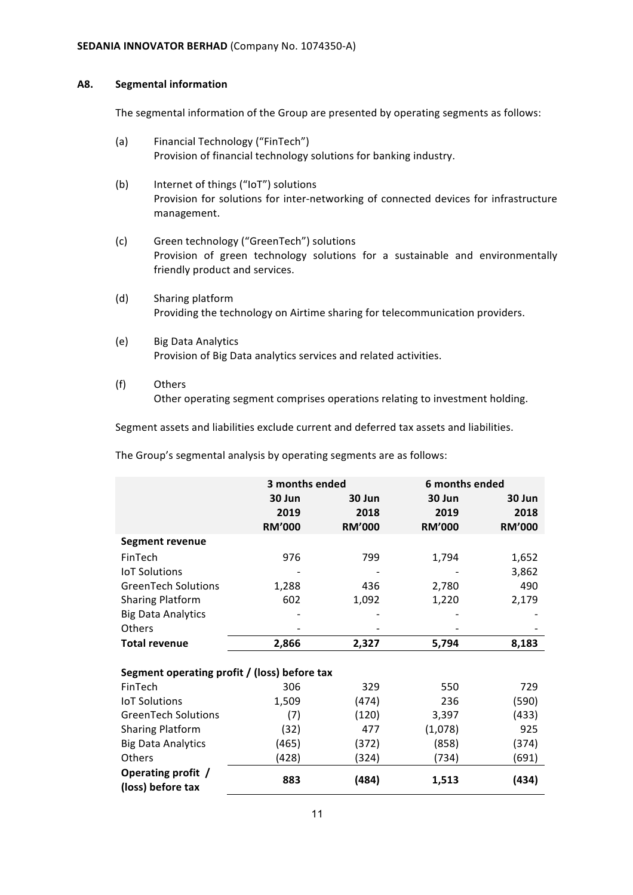**SEDANIA INNOVATOR BERHAD** (Company No. 1074350-A)

## A8. Segmental information

The segmental information of the Group are presented by operating segments as follows:

(a) Financial Technology ("FinTech")
Provision of financial technology solutions for banking industry.

(b) Internet of things ("IoT") solutions
Provision for solutions for inter-networking of connected devices for infrastructure management.

(c) Green technology ("GreenTech") solutions
Provision of green technology solutions for a sustainable and environmentally friendly product and services.

(d) Sharing platform
Providing the technology on Airtime sharing for telecommunication providers.

(e) Big Data Analytics
Provision of Big Data analytics services and related activities.

(f) Others
Other operating segment comprises operations relating to investment holding.

Segment assets and liabilities exclude current and deferred tax assets and liabilities.

The Group's segmental analysis by operating segments are as follows:

| | 3 months ended | | 6 months ended | |
|---|---|---|---|---|
| | 30 Jun 2019 RM'000 | 30 Jun 2018 RM'000 | 30 Jun 2019 RM'000 | 30 Jun 2018 RM'000 |
| **Segment revenue** | | | | |
| FinTech | 976 | 799 | 1,794 | 1,652 |
| IoT Solutions | - | - | - | 3,862 |
| GreenTech Solutions | 1,288 | 436 | 2,780 | 490 |
| Sharing Platform | 602 | 1,092 | 1,220 | 2,179 |
| Big Data Analytics | - | - | - | - |
| Others | - | - | - | - |
| **Total revenue** | **2,866** | **2,327** | **5,794** | **8,183** |
| **Segment operating profit / (loss) before tax** | | | | |
| FinTech | 306 | 329 | 550 | 729 |
| IoT Solutions | 1,509 | (474) | 236 | (590) |
| GreenTech Solutions | (7) | (120) | 3,397 | (433) |
| Sharing Platform | (32) | 477 | (1,078) | 925 |
| Big Data Analytics | (465) | (372) | (858) | (374) |
| Others | (428) | (324) | (734) | (691) |
| **Operating profit / (loss) before tax** | **883** | **(484)** | **1,513** | **(434)** |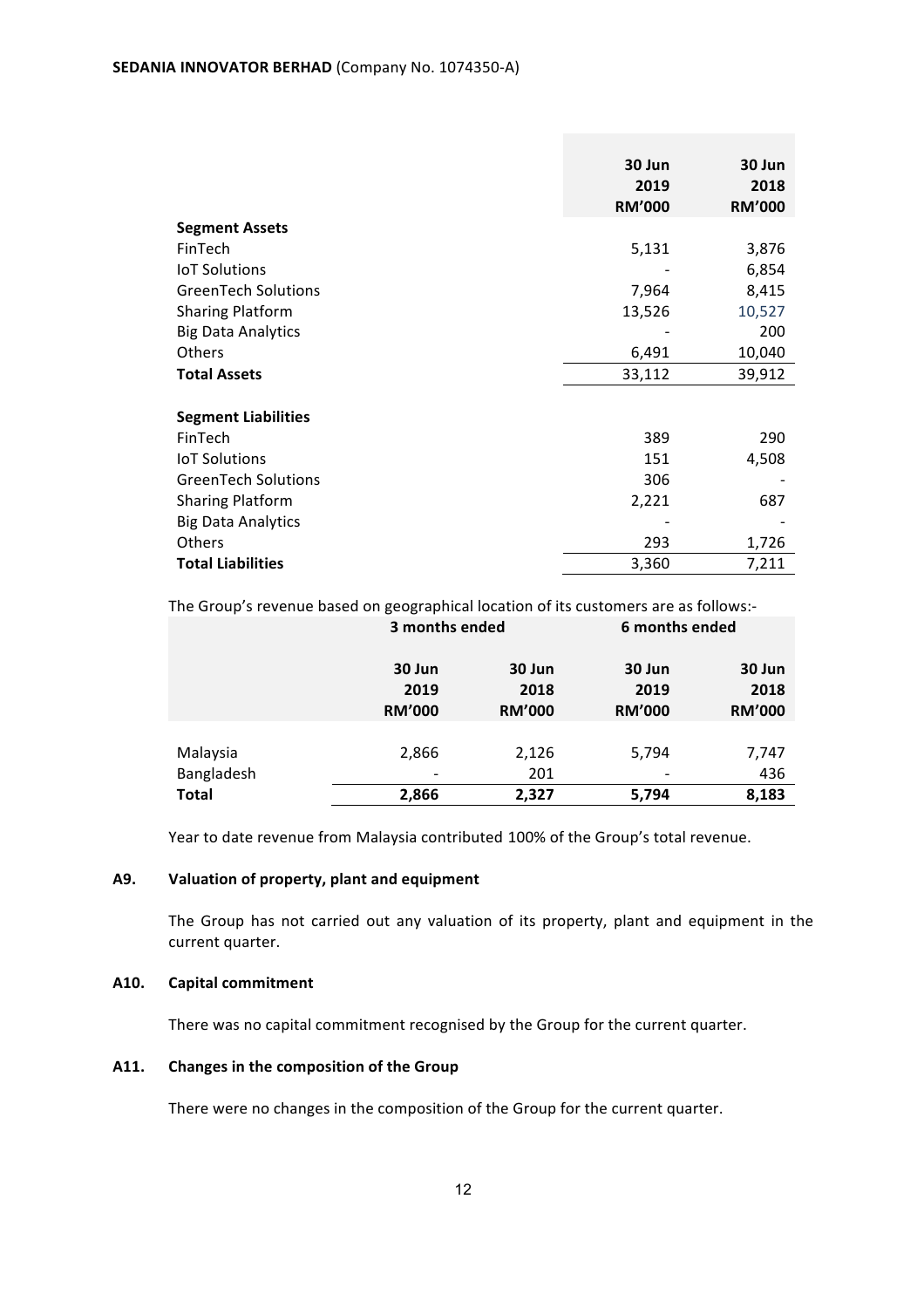|  | 30 Jun 2019 RM'000 | 30 Jun 2018 RM'000 |
|---|---|---|
| **Segment Assets** |  |  |
| FinTech | 5,131 | 3,876 |
| IoT Solutions | - | 6,854 |
| GreenTech Solutions | 7,964 | 8,415 |
| Sharing Platform | 13,526 | 10,527 |
| Big Data Analytics | - | 200 |
| Others | 6,491 | 10,040 |
| **Total Assets** | 33,112 | 39,912 |
|  |  |  |
| **Segment Liabilities** |  |  |
| FinTech | 389 | 290 |
| IoT Solutions | 151 | 4,508 |
| GreenTech Solutions | 306 | - |
| Sharing Platform | 2,221 | 687 |
| Big Data Analytics | - | - |
| Others | 293 | 1,726 |
| **Total Liabilities** | 3,360 | 7,211 |

The Group's revenue based on geographical location of its customers are as follows:-

|  | 3 months ended |  | 6 months ended |  |
|---|---|---|---|---|
|  | 30 Jun 2019 RM'000 | 30 Jun 2018 RM'000 | 30 Jun 2019 RM'000 | 30 Jun 2018 RM'000 |
| Malaysia | 2,866 | 2,126 | 5,794 | 7,747 |
| Bangladesh | - | 201 | - | 436 |
| **Total** | **2,866** | **2,327** | **5,794** | **8,183** |

Year to date revenue from Malaysia contributed 100% of the Group's total revenue.

## A9. Valuation of property, plant and equipment

The Group has not carried out any valuation of its property, plant and equipment in the current quarter.

## A10. Capital commitment

There was no capital commitment recognised by the Group for the current quarter.

## A11. Changes in the composition of the Group

There were no changes in the composition of the Group for the current quarter.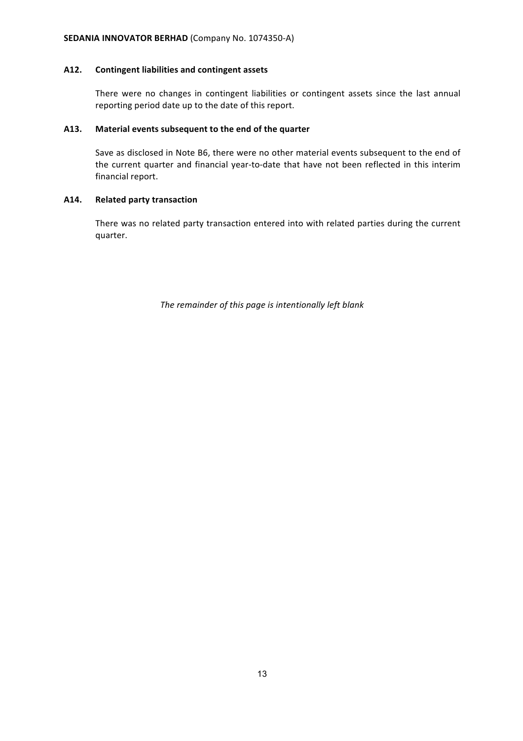### A12. Contingent liabilities and contingent assets

There were no changes in contingent liabilities or contingent assets since the last annual reporting period date up to the date of this report.

### A13. Material events subsequent to the end of the quarter

Save as disclosed in Note B6, there were no other material events subsequent to the end of the current quarter and financial year-to-date that have not been reflected in this interim financial report.

### A14. Related party transaction

There was no related party transaction entered into with related parties during the current quarter.

*The remainder of this page is intentionally left blank*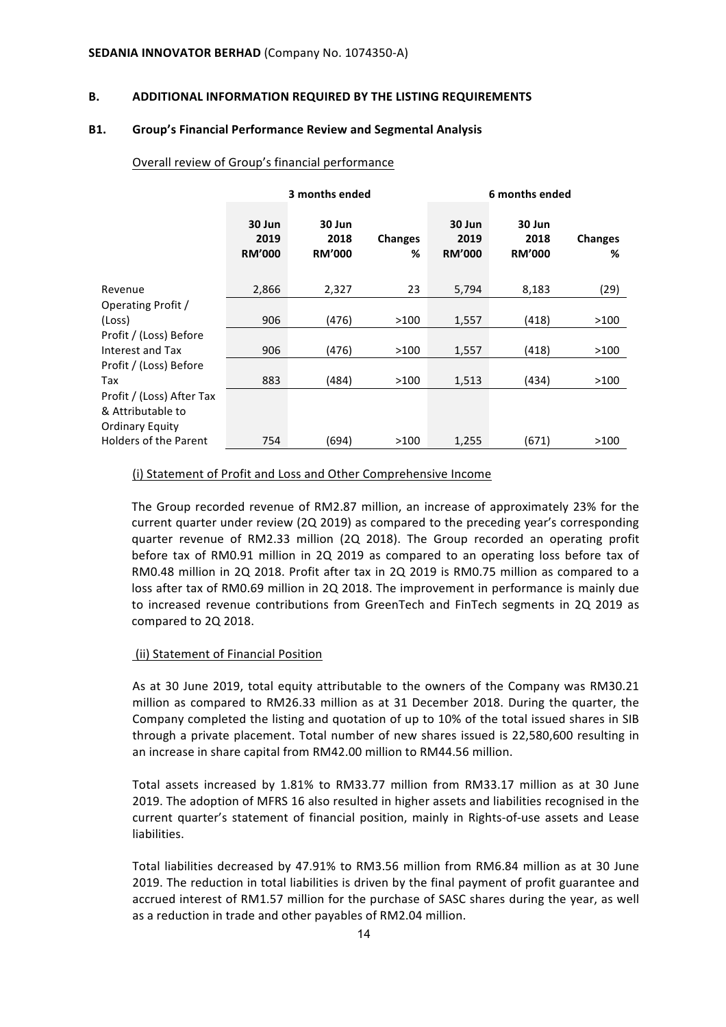**SEDANIA INNOVATOR BERHAD** (Company No. 1074350-A)

## B. ADDITIONAL INFORMATION REQUIRED BY THE LISTING REQUIREMENTS

### B1. Group's Financial Performance Review and Segmental Analysis

Overall review of Group's financial performance

| | 3 months ended | | | 6 months ended | | |
|---|---|---|---|---|---|---|
| | **30 Jun 2019 RM'000** | **30 Jun 2018 RM'000** | **Changes %** | **30 Jun 2019 RM'000** | **30 Jun 2018 RM'000** | **Changes %** |
| Revenue | 2,866 | 2,327 | 23 | 5,794 | 8,183 | (29) |
| Operating Profit / (Loss) | 906 | (476) | >100 | 1,557 | (418) | >100 |
| Profit / (Loss) Before Interest and Tax | 906 | (476) | >100 | 1,557 | (418) | >100 |
| Profit / (Loss) Before Tax | 883 | (484) | >100 | 1,513 | (434) | >100 |
| Profit / (Loss) After Tax & Attributable to Ordinary Equity Holders of the Parent | 754 | (694) | >100 | 1,255 | (671) | >100 |

(i) Statement of Profit and Loss and Other Comprehensive Income

The Group recorded revenue of RM2.87 million, an increase of approximately 23% for the current quarter under review (2Q 2019) as compared to the preceding year's corresponding quarter revenue of RM2.33 million (2Q 2018). The Group recorded an operating profit before tax of RM0.91 million in 2Q 2019 as compared to an operating loss before tax of RM0.48 million in 2Q 2018. Profit after tax in 2Q 2019 is RM0.75 million as compared to a loss after tax of RM0.69 million in 2Q 2018. The improvement in performance is mainly due to increased revenue contributions from GreenTech and FinTech segments in 2Q 2019 as compared to 2Q 2018.

(ii) Statement of Financial Position

As at 30 June 2019, total equity attributable to the owners of the Company was RM30.21 million as compared to RM26.33 million as at 31 December 2018. During the quarter, the Company completed the listing and quotation of up to 10% of the total issued shares in SIB through a private placement. Total number of new shares issued is 22,580,600 resulting in an increase in share capital from RM42.00 million to RM44.56 million.

Total assets increased by 1.81% to RM33.77 million from RM33.17 million as at 30 June 2019. The adoption of MFRS 16 also resulted in higher assets and liabilities recognised in the current quarter's statement of financial position, mainly in Rights-of-use assets and Lease liabilities.

Total liabilities decreased by 47.91% to RM3.56 million from RM6.84 million as at 30 June 2019. The reduction in total liabilities is driven by the final payment of profit guarantee and accrued interest of RM1.57 million for the purchase of SASC shares during the year, as well as a reduction in trade and other payables of RM2.04 million.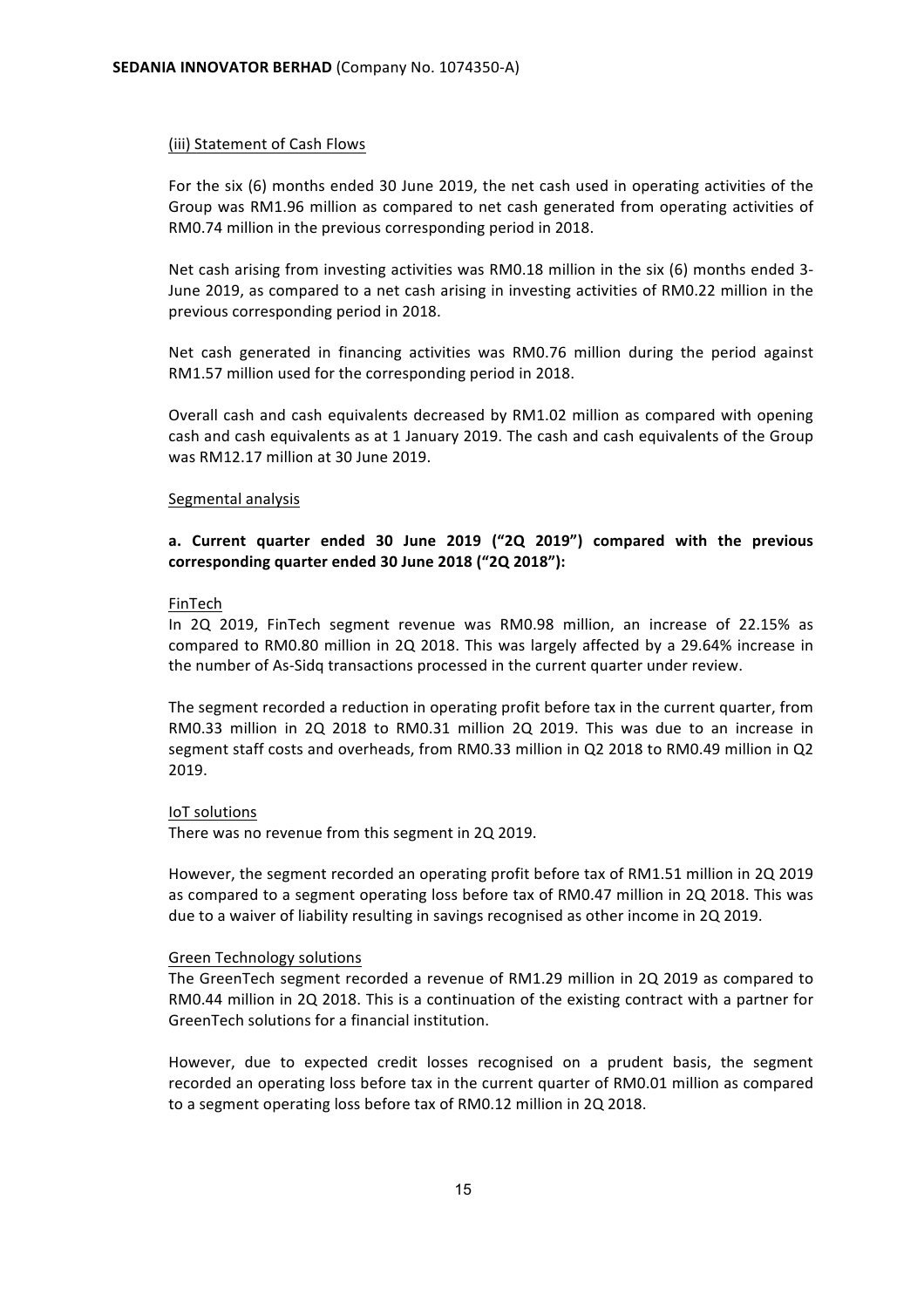(iii) Statement of Cash Flows

For the six (6) months ended 30 June 2019, the net cash used in operating activities of the Group was RM1.96 million as compared to net cash generated from operating activities of RM0.74 million in the previous corresponding period in 2018.

Net cash arising from investing activities was RM0.18 million in the six (6) months ended 3-June 2019, as compared to a net cash arising in investing activities of RM0.22 million in the previous corresponding period in 2018.

Net cash generated in financing activities was RM0.76 million during the period against RM1.57 million used for the corresponding period in 2018.

Overall cash and cash equivalents decreased by RM1.02 million as compared with opening cash and cash equivalents as at 1 January 2019. The cash and cash equivalents of the Group was RM12.17 million at 30 June 2019.

Segmental analysis

**a. Current quarter ended 30 June 2019 ("2Q 2019") compared with the previous corresponding quarter ended 30 June 2018 ("2Q 2018"):**

FinTech

In 2Q 2019, FinTech segment revenue was RM0.98 million, an increase of 22.15% as compared to RM0.80 million in 2Q 2018. This was largely affected by a 29.64% increase in the number of As-Sidq transactions processed in the current quarter under review.

The segment recorded a reduction in operating profit before tax in the current quarter, from RM0.33 million in 2Q 2018 to RM0.31 million 2Q 2019. This was due to an increase in segment staff costs and overheads, from RM0.33 million in Q2 2018 to RM0.49 million in Q2 2019.

IoT solutions

There was no revenue from this segment in 2Q 2019.

However, the segment recorded an operating profit before tax of RM1.51 million in 2Q 2019 as compared to a segment operating loss before tax of RM0.47 million in 2Q 2018. This was due to a waiver of liability resulting in savings recognised as other income in 2Q 2019.

Green Technology solutions

The GreenTech segment recorded a revenue of RM1.29 million in 2Q 2019 as compared to RM0.44 million in 2Q 2018. This is a continuation of the existing contract with a partner for GreenTech solutions for a financial institution.

However, due to expected credit losses recognised on a prudent basis, the segment recorded an operating loss before tax in the current quarter of RM0.01 million as compared to a segment operating loss before tax of RM0.12 million in 2Q 2018.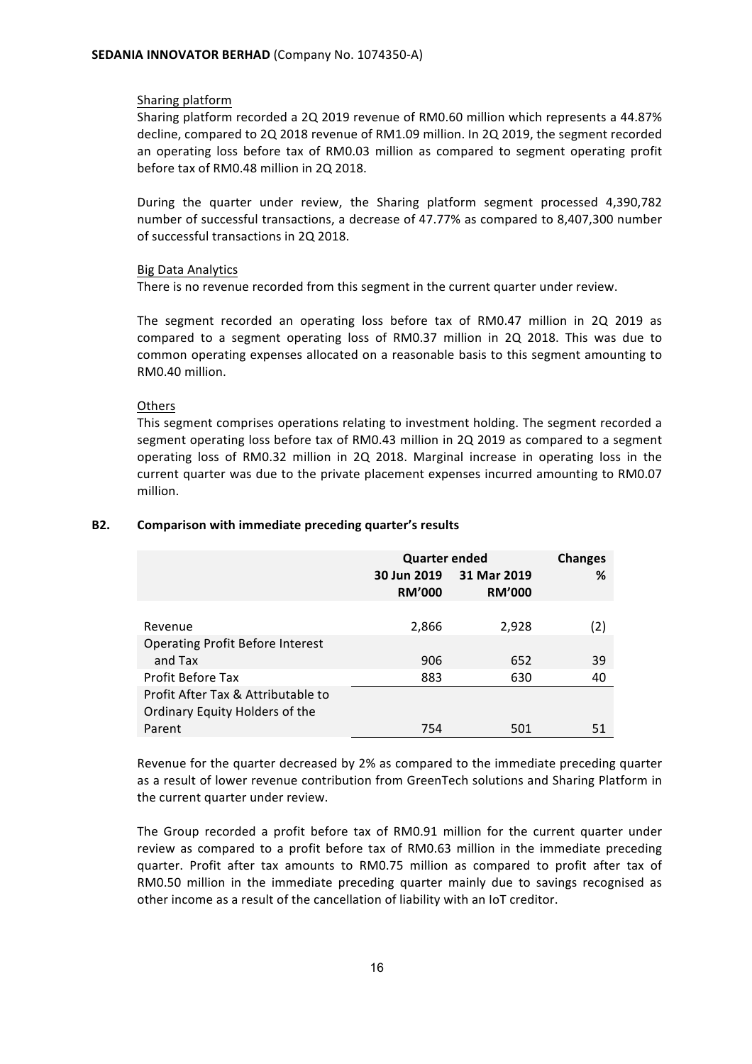Sharing platform

Sharing platform recorded a 2Q 2019 revenue of RM0.60 million which represents a 44.87% decline, compared to 2Q 2018 revenue of RM1.09 million. In 2Q 2019, the segment recorded an operating loss before tax of RM0.03 million as compared to segment operating profit before tax of RM0.48 million in 2Q 2018.

During the quarter under review, the Sharing platform segment processed 4,390,782 number of successful transactions, a decrease of 47.77% as compared to 8,407,300 number of successful transactions in 2Q 2018.

Big Data Analytics

There is no revenue recorded from this segment in the current quarter under review.

The segment recorded an operating loss before tax of RM0.47 million in 2Q 2019 as compared to a segment operating loss of RM0.37 million in 2Q 2018. This was due to common operating expenses allocated on a reasonable basis to this segment amounting to RM0.40 million.

Others

This segment comprises operations relating to investment holding. The segment recorded a segment operating loss before tax of RM0.43 million in 2Q 2019 as compared to a segment operating loss of RM0.32 million in 2Q 2018. Marginal increase in operating loss in the current quarter was due to the private placement expenses incurred amounting to RM0.07 million.

## B2. Comparison with immediate preceding quarter's results

| | Quarter ended | | Changes |
|---|---|---|---|
| | 30 Jun 2019 RM'000 | 31 Mar 2019 RM'000 | % |
| Revenue | 2,866 | 2,928 | (2) |
| Operating Profit Before Interest and Tax | 906 | 652 | 39 |
| Profit Before Tax | 883 | 630 | 40 |
| Profit After Tax & Attributable to Ordinary Equity Holders of the Parent | 754 | 501 | 51 |

Revenue for the quarter decreased by 2% as compared to the immediate preceding quarter as a result of lower revenue contribution from GreenTech solutions and Sharing Platform in the current quarter under review.

The Group recorded a profit before tax of RM0.91 million for the current quarter under review as compared to a profit before tax of RM0.63 million in the immediate preceding quarter. Profit after tax amounts to RM0.75 million as compared to profit after tax of RM0.50 million in the immediate preceding quarter mainly due to savings recognised as other income as a result of the cancellation of liability with an IoT creditor.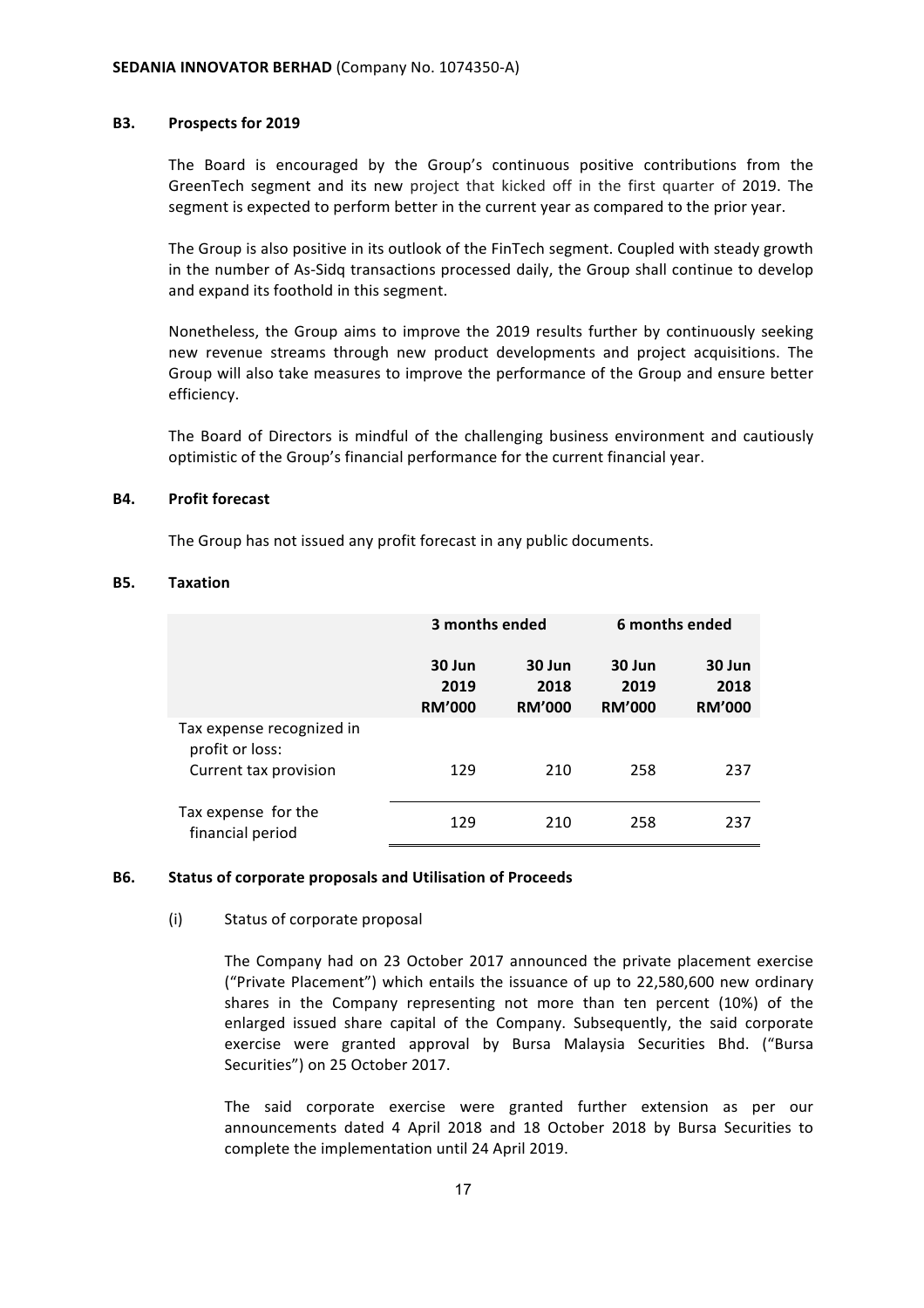### B3. Prospects for 2019

The Board is encouraged by the Group's continuous positive contributions from the GreenTech segment and its new project that kicked off in the first quarter of 2019. The segment is expected to perform better in the current year as compared to the prior year.

The Group is also positive in its outlook of the FinTech segment. Coupled with steady growth in the number of As-Sidq transactions processed daily, the Group shall continue to develop and expand its foothold in this segment.

Nonetheless, the Group aims to improve the 2019 results further by continuously seeking new revenue streams through new product developments and project acquisitions. The Group will also take measures to improve the performance of the Group and ensure better efficiency.

The Board of Directors is mindful of the challenging business environment and cautiously optimistic of the Group's financial performance for the current financial year.

### B4. Profit forecast

The Group has not issued any profit forecast in any public documents.

### B5. Taxation

| | 3 months ended | | 6 months ended | |
|---|---|---|---|---|
| | 30 Jun 2019 RM'000 | 30 Jun 2018 RM'000 | 30 Jun 2019 RM'000 | 30 Jun 2018 RM'000 |
| Tax expense recognized in profit or loss: | | | | |
| Current tax provision | 129 | 210 | 258 | 237 |
| Tax expense for the financial period | 129 | 210 | 258 | 237 |

### B6. Status of corporate proposals and Utilisation of Proceeds

(i) Status of corporate proposal

The Company had on 23 October 2017 announced the private placement exercise ("Private Placement") which entails the issuance of up to 22,580,600 new ordinary shares in the Company representing not more than ten percent (10%) of the enlarged issued share capital of the Company. Subsequently, the said corporate exercise were granted approval by Bursa Malaysia Securities Bhd. ("Bursa Securities") on 25 October 2017.

The said corporate exercise were granted further extension as per our announcements dated 4 April 2018 and 18 October 2018 by Bursa Securities to complete the implementation until 24 April 2019.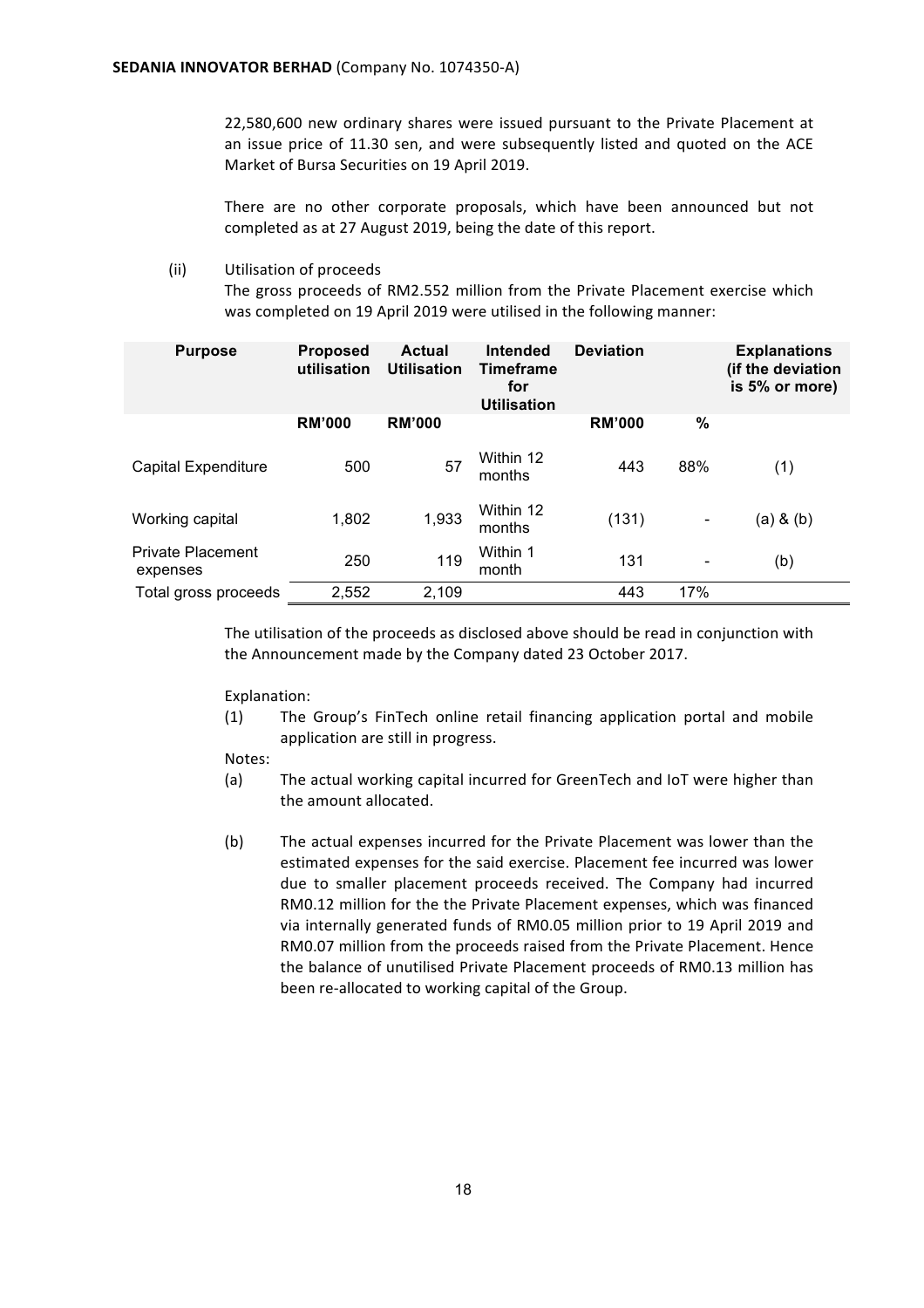22,580,600 new ordinary shares were issued pursuant to the Private Placement at an issue price of 11.30 sen, and were subsequently listed and quoted on the ACE Market of Bursa Securities on 19 April 2019.

There are no other corporate proposals, which have been announced but not completed as at 27 August 2019, being the date of this report.

(ii) Utilisation of proceeds

The gross proceeds of RM2.552 million from the Private Placement exercise which was completed on 19 April 2019 were utilised in the following manner:

| Purpose | Proposed utilisation | Actual Utilisation | Intended Timeframe for Utilisation | Deviation | | Explanations (if the deviation is 5% or more) |
|---|---|---|---|---|---|---|
| | RM'000 | RM'000 | | RM'000 | % | |
| Capital Expenditure | 500 | 57 | Within 12 months | 443 | 88% | (1) |
| Working capital | 1,802 | 1,933 | Within 12 months | (131) | - | (a) & (b) |
| Private Placement expenses | 250 | 119 | Within 1 month | 131 | - | (b) |
| Total gross proceeds | 2,552 | 2,109 | | 443 | 17% | |

The utilisation of the proceeds as disclosed above should be read in conjunction with the Announcement made by the Company dated 23 October 2017.

Explanation:

(1) The Group's FinTech online retail financing application portal and mobile application are still in progress.

Notes:

(a) The actual working capital incurred for GreenTech and IoT were higher than the amount allocated.

(b) The actual expenses incurred for the Private Placement was lower than the estimated expenses for the said exercise. Placement fee incurred was lower due to smaller placement proceeds received. The Company had incurred RM0.12 million for the the Private Placement expenses, which was financed via internally generated funds of RM0.05 million prior to 19 April 2019 and RM0.07 million from the proceeds raised from the Private Placement. Hence the balance of unutilised Private Placement proceeds of RM0.13 million has been re-allocated to working capital of the Group.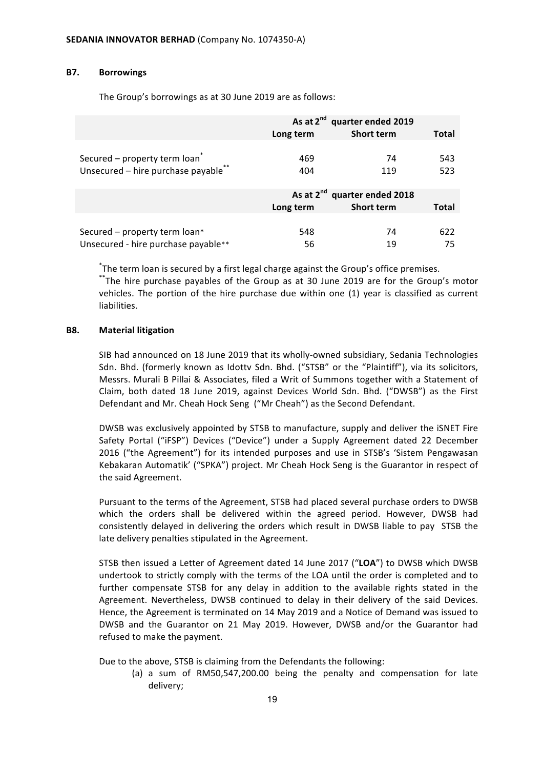**SEDANIA INNOVATOR BERHAD** (Company No. 1074350-A)

### B7. Borrowings

The Group's borrowings as at 30 June 2019 are as follows:

| | As at 2nd quarter ended 2019 | | |
|---|---|---|---|
| | **Long term** | **Short term** | **Total** |
| Secured – property term loan* | 469 | 74 | 543 |
| Unsecured – hire purchase payable** | 404 | 119 | 523 |

| | As at 2nd quarter ended 2018 | | |
|---|---|---|---|
| | **Long term** | **Short term** | **Total** |
| Secured – property term loan* | 548 | 74 | 622 |
| Unsecured - hire purchase payable** | 56 | 19 | 75 |

*The term loan is secured by a first legal charge against the Group's office premises.
**The hire purchase payables of the Group as at 30 June 2019 are for the Group's motor vehicles. The portion of the hire purchase due within one (1) year is classified as current liabilities.

### B8. Material litigation

SIB had announced on 18 June 2019 that its wholly-owned subsidiary, Sedania Technologies Sdn. Bhd. (formerly known as Idottv Sdn. Bhd. ("STSB" or the "Plaintiff"), via its solicitors, Messrs. Murali B Pillai & Associates, filed a Writ of Summons together with a Statement of Claim, both dated 18 June 2019, against Devices World Sdn. Bhd. ("DWSB") as the First Defendant and Mr. Cheah Hock Seng ("Mr Cheah") as the Second Defendant.

DWSB was exclusively appointed by STSB to manufacture, supply and deliver the iSNET Fire Safety Portal ("iFSP") Devices ("Device") under a Supply Agreement dated 22 December 2016 ("the Agreement") for its intended purposes and use in STSB's 'Sistem Pengawasan Kebakaran Automatik' ("SPKA") project. Mr Cheah Hock Seng is the Guarantor in respect of the said Agreement.

Pursuant to the terms of the Agreement, STSB had placed several purchase orders to DWSB which the orders shall be delivered within the agreed period. However, DWSB had consistently delayed in delivering the orders which result in DWSB liable to pay STSB the late delivery penalties stipulated in the Agreement.

STSB then issued a Letter of Agreement dated 14 June 2017 ("**LOA**") to DWSB which DWSB undertook to strictly comply with the terms of the LOA until the order is completed and to further compensate STSB for any delay in addition to the available rights stated in the Agreement. Nevertheless, DWSB continued to delay in their delivery of the said Devices. Hence, the Agreement is terminated on 14 May 2019 and a Notice of Demand was issued to DWSB and the Guarantor on 21 May 2019. However, DWSB and/or the Guarantor had refused to make the payment.

Due to the above, STSB is claiming from the Defendants the following:

(a) a sum of RM50,547,200.00 being the penalty and compensation for late delivery;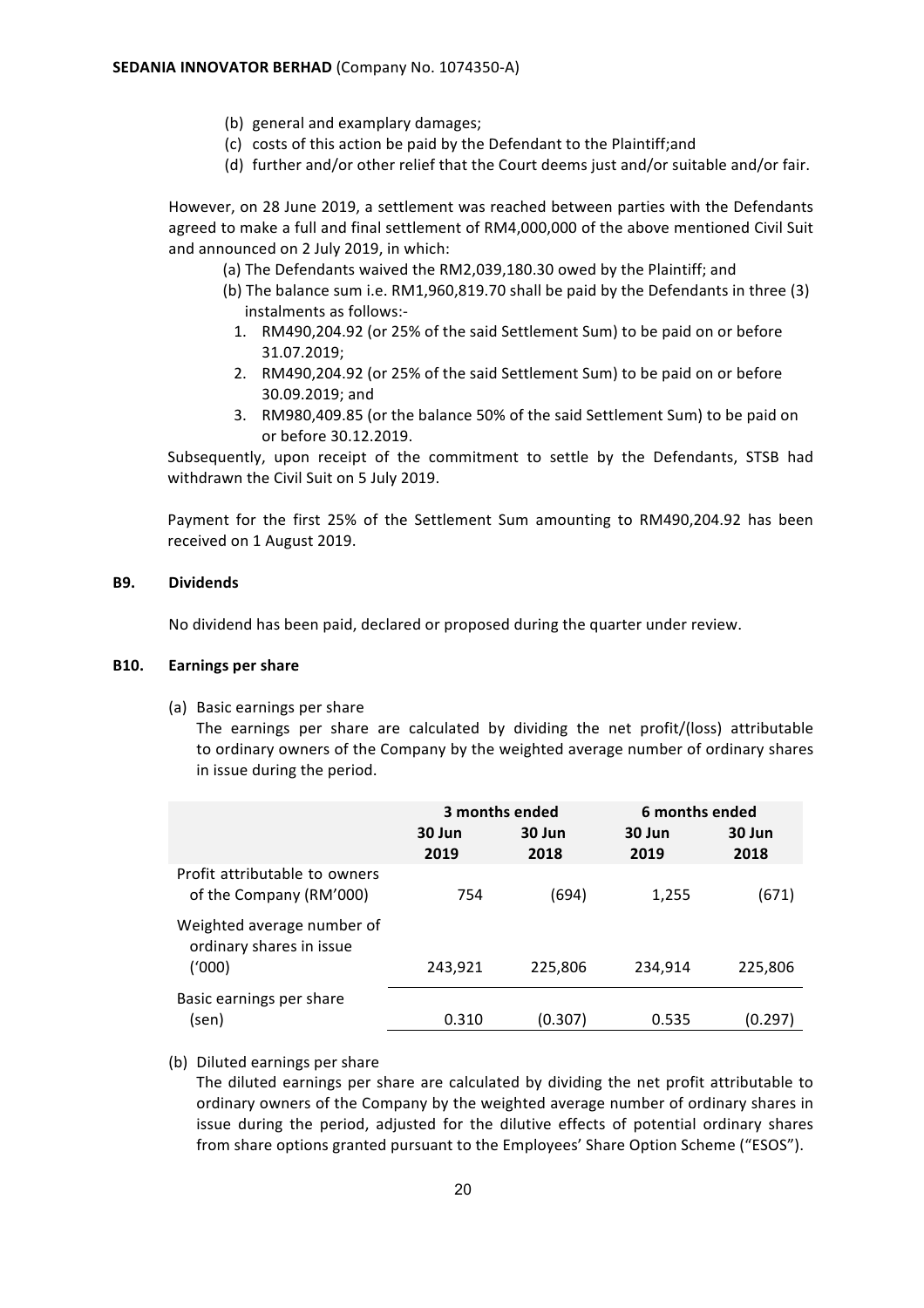(b) general and examplary damages;
(c) costs of this action be paid by the Defendant to the Plaintiff;and
(d) further and/or other relief that the Court deems just and/or suitable and/or fair.

However, on 28 June 2019, a settlement was reached between parties with the Defendants agreed to make a full and final settlement of RM4,000,000 of the above mentioned Civil Suit and announced on 2 July 2019, in which:

(a) The Defendants waived the RM2,039,180.30 owed by the Plaintiff; and
(b) The balance sum i.e. RM1,960,819.70 shall be paid by the Defendants in three (3) instalments as follows:-
  1. RM490,204.92 (or 25% of the said Settlement Sum) to be paid on or before 31.07.2019;
  2. RM490,204.92 (or 25% of the said Settlement Sum) to be paid on or before 30.09.2019; and
  3. RM980,409.85 (or the balance 50% of the said Settlement Sum) to be paid on or before 30.12.2019.

Subsequently, upon receipt of the commitment to settle by the Defendants, STSB had withdrawn the Civil Suit on 5 July 2019.

Payment for the first 25% of the Settlement Sum amounting to RM490,204.92 has been received on 1 August 2019.

**B9. Dividends**

No dividend has been paid, declared or proposed during the quarter under review.

**B10. Earnings per share**

(a) Basic earnings per share

The earnings per share are calculated by dividing the net profit/(loss) attributable to ordinary owners of the Company by the weighted average number of ordinary shares in issue during the period.

| | 3 months ended | | 6 months ended | |
|---|---|---|---|---|
| | 30 Jun 2019 | 30 Jun 2018 | 30 Jun 2019 | 30 Jun 2018 |
| Profit attributable to owners of the Company (RM'000) | 754 | (694) | 1,255 | (671) |
| Weighted average number of ordinary shares in issue ('000) | 243,921 | 225,806 | 234,914 | 225,806 |
| Basic earnings per share (sen) | 0.310 | (0.307) | 0.535 | (0.297) |

(b) Diluted earnings per share

The diluted earnings per share are calculated by dividing the net profit attributable to ordinary owners of the Company by the weighted average number of ordinary shares in issue during the period, adjusted for the dilutive effects of potential ordinary shares from share options granted pursuant to the Employees' Share Option Scheme ("ESOS").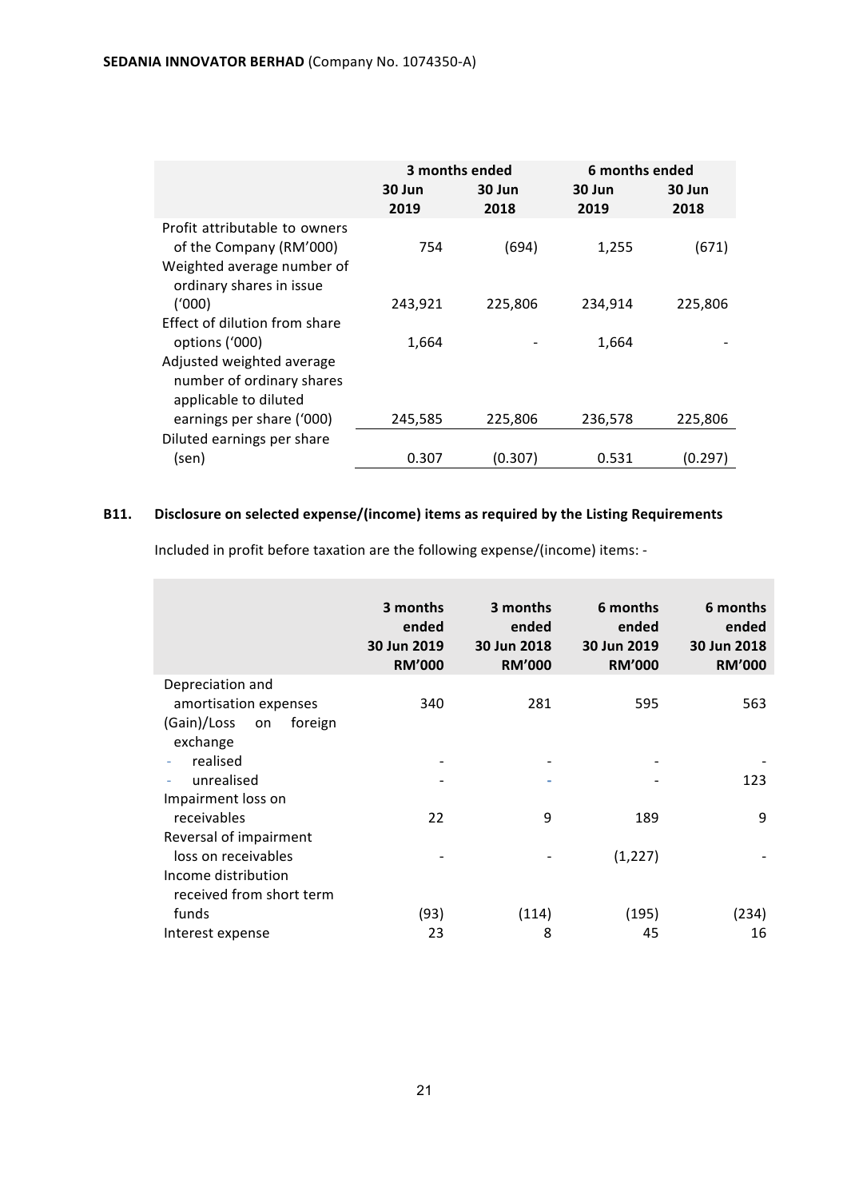|  | 3 months ended |  | 6 months ended |  |
|---|---|---|---|---|
|  | 30 Jun 2019 | 30 Jun 2018 | 30 Jun 2019 | 30 Jun 2018 |
| Profit attributable to owners of the Company (RM'000) | 754 | (694) | 1,255 | (671) |
| Weighted average number of ordinary shares in issue ('000) | 243,921 | 225,806 | 234,914 | 225,806 |
| Effect of dilution from share options ('000) | 1,664 | - | 1,664 | - |
| Adjusted weighted average number of ordinary shares applicable to diluted earnings per share ('000) | 245,585 | 225,806 | 236,578 | 225,806 |
| Diluted earnings per share (sen) | 0.307 | (0.307) | 0.531 | (0.297) |

**B11. Disclosure on selected expense/(income) items as required by the Listing Requirements**

Included in profit before taxation are the following expense/(income) items: -

|  | 3 months ended 30 Jun 2019 RM'000 | 3 months ended 30 Jun 2018 RM'000 | 6 months ended 30 Jun 2019 RM'000 | 6 months ended 30 Jun 2018 RM'000 |
|---|---|---|---|---|
| Depreciation and amortisation expenses | 340 | 281 | 595 | 563 |
| (Gain)/Loss on foreign exchange |  |  |  |  |
| - realised | - | - | - | - |
| - unrealised | - | - | - | 123 |
| Impairment loss on receivables | 22 | 9 | 189 | 9 |
| Reversal of impairment loss on receivables | - | - | (1,227) | - |
| Income distribution received from short term funds | (93) | (114) | (195) | (234) |
| Interest expense | 23 | 8 | 45 | 16 |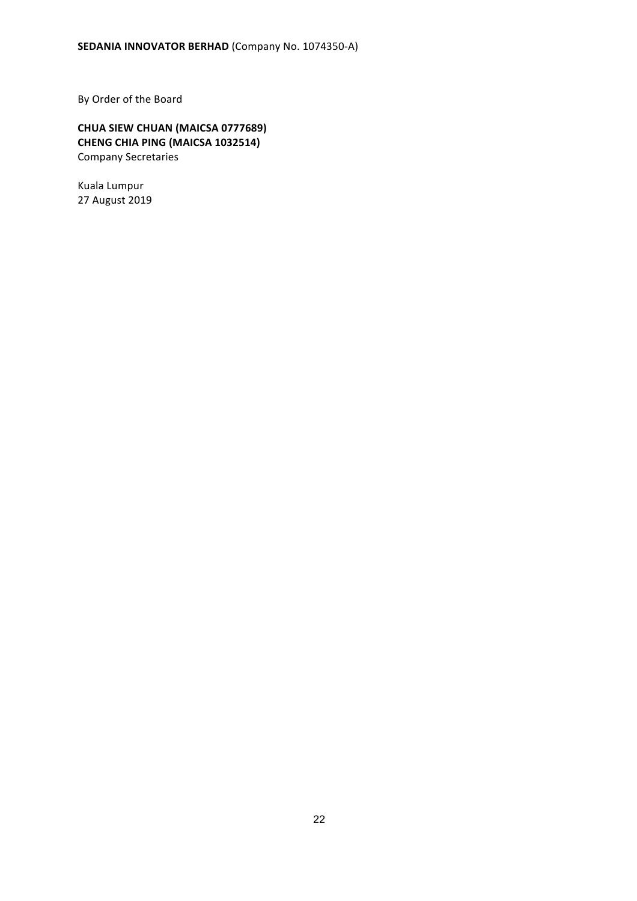By Order of the Board

**CHUA SIEW CHUAN (MAICSA 0777689)**
**CHENG CHIA PING (MAICSA 1032514)**
Company Secretaries

Kuala Lumpur
27 August 2019